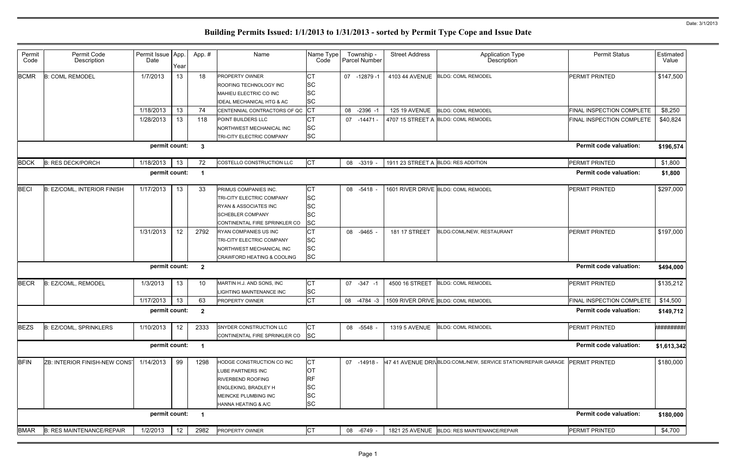# Building Permits Issued: 1/1/2013 to 1/31/2013 - sorted by Permit Type Cope and Issue Date

Date: 3/1/2013

| Permit Code | Permit Code Description | Permit Issue Date | App. Year | App. # | Name | Name Type Code | Township - Parcel Number | Street Address | Application Type Description | Permit Status | Estimated Value |
|---|---|---|---|---|---|---|---|---|---|---|---|
| BCMR | B: COML REMODEL | 1/7/2013 | 13 | 18 | PROPERTY OWNER | CT | 07 -12879 -1 | 4103 44 AVENUE | BLDG: COML REMODEL | PERMIT PRINTED | $147,500 |
| | | | | | ROOFING TECHNOLOGY INC | SC | | | | | |
| | | | | | MAHIEU ELECTRIC CO INC | SC | | | | | |
| | | | | | IDEAL MECHANICAL HTG & AC | SC | | | | | |
| | | 1/18/2013 | 13 | 74 | CENTENNIAL CONTRACTORS OF QC | CT | 08 -2396 -1 | 125 19 AVENUE | BLDG: COML REMODEL | FINAL INSPECTION COMPLETE | $8,250 |
| | | 1/28/2013 | 13 | 118 | POINT BUILDERS LLC | CT | 07 -14471 - | 4707 15 STREET A | BLDG: COML REMODEL | FINAL INSPECTION COMPLETE | $40,824 |
| | | | | | NORTHWEST MECHANICAL INC | SC | | | | | |
| | | | | | TRI-CITY ELECTRIC COMPANY | SC | | | | | |
| | | permit count: | | 3 | | | | | | Permit code valuation: | $196,574 |
| BDCK | B: RES DECK/PORCH | 1/18/2013 | 13 | 72 | COSTELLO CONSTRUCTION LLC | CT | 08 -3319 - | 1911 23 STREET A | BLDG: RES ADDITION | PERMIT PRINTED | $1,800 |
| | | permit count: | | 1 | | | | | | Permit code valuation: | $1,800 |
| BECI | B: EZ/COML, INTERIOR FINISH | 1/17/2013 | 13 | 33 | PRIMUS COMPANIES INC. | CT | 08 -5418 - | 1601 RIVER DRIVE | BLDG: COML REMODEL | PERMIT PRINTED | $297,000 |
| | | | | | TRI-CITY ELECTRIC COMPANY | SC | | | | | |
| | | | | | RYAN & ASSOCIATES INC | SC | | | | | |
| | | | | | SCHEBLER COMPANY | SC | | | | | |
| | | | | | CONTINENTAL FIRE SPRINKLER CO | SC | | | | | |
| | | 1/31/2013 | 12 | 2792 | RYAN COMPANIES US INC | CT | 08 -9465 - | 181 17 STREET | BLDG:COML/NEW, RESTAURANT | PERMIT PRINTED | $197,000 |
| | | | | | TRI-CITY ELECTRIC COMPANY | SC | | | | | |
| | | | | | NORTHWEST MECHANICAL INC | SC | | | | | |
| | | | | | CRAWFORD HEATING & COOLING | SC | | | | | |
| | | permit count: | | 2 | | | | | | Permit code valuation: | $494,000 |
| BECR | B: EZ/COML, REMODEL | 1/3/2013 | 13 | 10 | MARTIN H.J. AND SONS, INC | CT | 07 -347 -1 | 4500 16 STREET | BLDG: COML REMODEL | PERMIT PRINTED | $135,212 |
| | | | | | LIGHTING MAINTENANCE INC | SC | | | | | |
| | | 1/17/2013 | 13 | 63 | PROPERTY OWNER | CT | 08 -4784 -3 | 1509 RIVER DRIVE | BLDG: COML REMODEL | FINAL INSPECTION COMPLETE | $14,500 |
| | | permit count: | | 2 | | | | | | Permit code valuation: | $149,712 |
| BEZS | B: EZ/COML, SPRINKLERS | 1/10/2013 | 12 | 2333 | SNYDER CONSTRUCTION LLC | CT | 08 -5548 - | 1319 5 AVENUE | BLDG: COML REMODEL | PERMIT PRINTED | ######### |
| | | | | | CONTINENTAL FIRE SPRINKLER CO | SC | | | | | |
| | | permit count: | | 1 | | | | | | Permit code valuation: | $1,613,342 |
| BFIN | ZB: INTERIOR FINISH-NEW CONST | 1/14/2013 | 99 | 1298 | HODGE CONSTRUCTION CO INC | CT | 07 -14918 - | 47 41 AVENUE DRIV | BLDG:COML/NEW, SERVICE STATION/REPAIR GARAGE | PERMIT PRINTED | $180,000 |
| | | | | | LUBE PARTNERS INC | OT | | | | | |
| | | | | | RIVERBEND ROOFING | RF | | | | | |
| | | | | | ENGLEKING, BRADLEY H | SC | | | | | |
| | | | | | MEINCKE PLUMBING INC | SC | | | | | |
| | | | | | HANNA HEATING & A/C | SC | | | | | |
| | | permit count: | | 1 | | | | | | Permit code valuation: | $180,000 |
| BMAR | B: RES MAINTENANCE/REPAIR | 1/2/2013 | 12 | 2982 | PROPERTY OWNER | CT | 08 -6749 - | 1821 25 AVENUE | BLDG: RES MAINTENANCE/REPAIR | PERMIT PRINTED | $4,700 |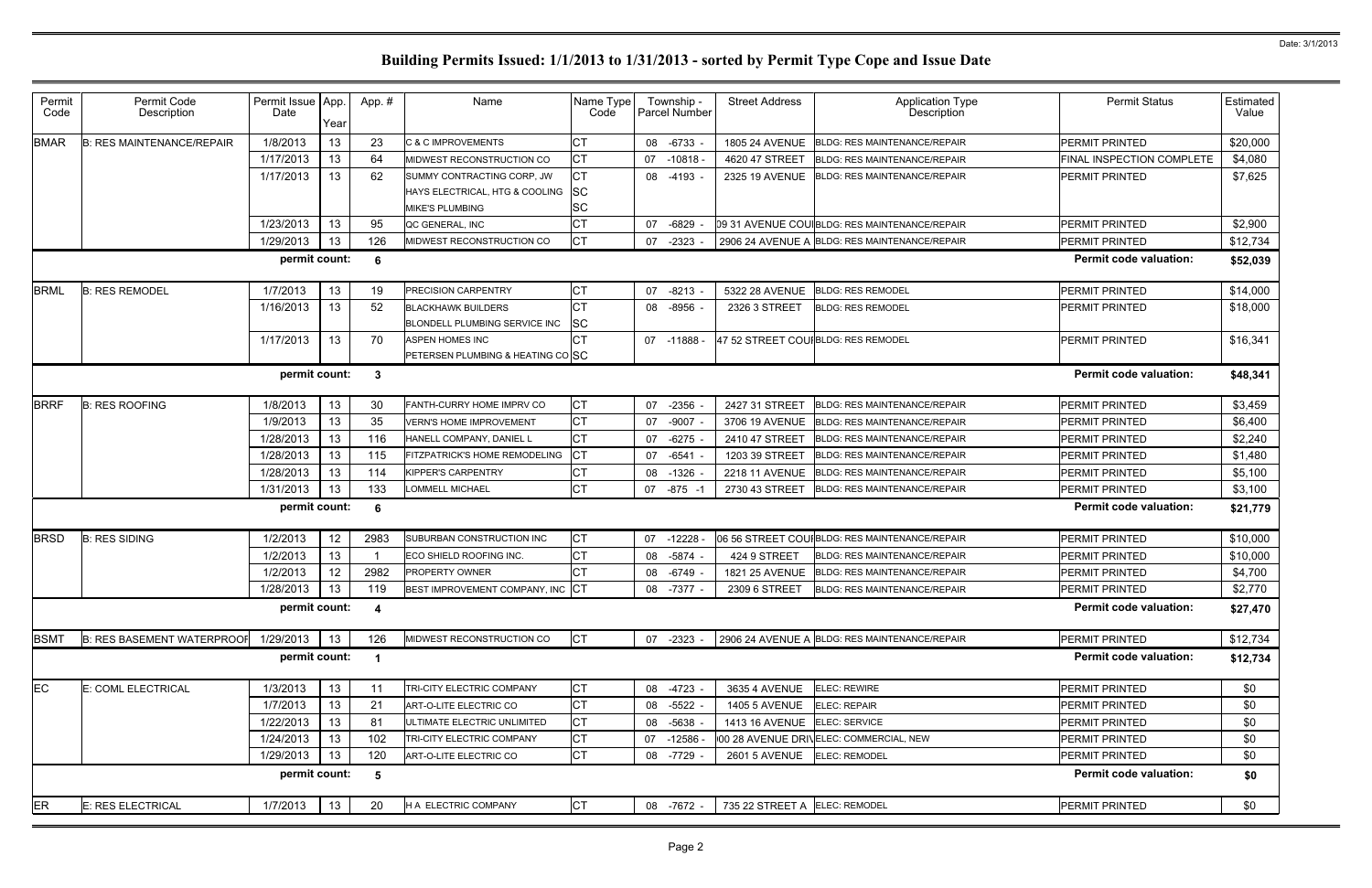# Building Permits Issued: 1/1/2013 to 1/31/2013 - sorted by Permit Type Cope and Issue Date

Date: 3/1/2013

| Permit Code | Permit Code Description | Permit Issue Date | App. Year | App. # | Name | Name Type Code | Township - Parcel Number | Street Address | Application Type Description | Permit Status | Estimated Value |
|---|---|---|---|---|---|---|---|---|---|---|---|
| BMAR | B: RES MAINTENANCE/REPAIR | 1/8/2013 | 13 | 23 | C & C IMPROVEMENTS | CT | 08 -6733 - | 1805 24 AVENUE | BLDG: RES MAINTENANCE/REPAIR | PERMIT PRINTED | $20,000 |
| | | 1/17/2013 | 13 | 64 | MIDWEST RECONSTRUCTION CO | CT | 07 -10818 - | 4620 47 STREET | BLDG: RES MAINTENANCE/REPAIR | FINAL INSPECTION COMPLETE | $4,080 |
| | | 1/17/2013 | 13 | 62 | SUMMY CONTRACTING CORP, JW | CT | 08 -4193 - | 2325 19 AVENUE | BLDG: RES MAINTENANCE/REPAIR | PERMIT PRINTED | $7,625 |
| | | | | | HAYS ELECTRICAL, HTG & COOLING | SC | | | | | |
| | | | | | MIKE'S PLUMBING | SC | | | | | |
| | | 1/23/2013 | 13 | 95 | QC GENERAL, INC | CT | 07 -6829 - | 09 31 AVENUE COUI | BLDG: RES MAINTENANCE/REPAIR | PERMIT PRINTED | $2,900 |
| | | 1/29/2013 | 13 | 126 | MIDWEST RECONSTRUCTION CO | CT | 07 -2323 - | 2906 24 AVENUE A | BLDG: RES MAINTENANCE/REPAIR | PERMIT PRINTED | $12,734 |
| | | permit count: | | 6 | | | | | | Permit code valuation: | $52,039 |
| BRML | B: RES REMODEL | 1/7/2013 | 13 | 19 | PRECISION CARPENTRY | CT | 07 -8213 - | 5322 28 AVENUE | BLDG: RES REMODEL | PERMIT PRINTED | $14,000 |
| | | 1/16/2013 | 13 | 52 | BLACKHAWK BUILDERS | CT | 08 -8956 - | 2326 3 STREET | BLDG: RES REMODEL | PERMIT PRINTED | $18,000 |
| | | | | | BLONDELL PLUMBING SERVICE INC | SC | | | | | |
| | | 1/17/2013 | 13 | 70 | ASPEN HOMES INC | CT | 07 -11888 - | 47 52 STREET COUI | BLDG: RES REMODEL | PERMIT PRINTED | $16,341 |
| | | | | | PETERSEN PLUMBING & HEATING CO | SC | | | | | |
| | | permit count: | | 3 | | | | | | Permit code valuation: | $48,341 |
| BRRF | B: RES ROOFING | 1/8/2013 | 13 | 30 | FANTH-CURRY HOME IMPRV CO | CT | 07 -2356 - | 2427 31 STREET | BLDG: RES MAINTENANCE/REPAIR | PERMIT PRINTED | $3,459 |
| | | 1/9/2013 | 13 | 35 | VERN'S HOME IMPROVEMENT | CT | 07 -9007 - | 3706 19 AVENUE | BLDG: RES MAINTENANCE/REPAIR | PERMIT PRINTED | $6,400 |
| | | 1/28/2013 | 13 | 116 | HANELL COMPANY, DANIEL L | CT | 07 -6275 - | 2410 47 STREET | BLDG: RES MAINTENANCE/REPAIR | PERMIT PRINTED | $2,240 |
| | | 1/28/2013 | 13 | 115 | FITZPATRICK'S HOME REMODELING | CT | 07 -6541 - | 1203 39 STREET | BLDG: RES MAINTENANCE/REPAIR | PERMIT PRINTED | $1,480 |
| | | 1/28/2013 | 13 | 114 | KIPPER'S CARPENTRY | CT | 08 -1326 - | 2218 11 AVENUE | BLDG: RES MAINTENANCE/REPAIR | PERMIT PRINTED | $5,100 |
| | | 1/31/2013 | 13 | 133 | LOMMELL MICHAEL | CT | 07 -875 -1 | 2730 43 STREET | BLDG: RES MAINTENANCE/REPAIR | PERMIT PRINTED | $3,100 |
| | | permit count: | | 6 | | | | | | Permit code valuation: | $21,779 |
| BRSD | B: RES SIDING | 1/2/2013 | 12 | 2983 | SUBURBAN CONSTRUCTION INC | CT | 07 -12228 - | 06 56 STREET COUI | BLDG: RES MAINTENANCE/REPAIR | PERMIT PRINTED | $10,000 |
| | | 1/2/2013 | 13 | 1 | ECO SHIELD ROOFING INC. | CT | 08 -5874 - | 424 9 STREET | BLDG: RES MAINTENANCE/REPAIR | PERMIT PRINTED | $10,000 |
| | | 1/2/2013 | 12 | 2982 | PROPERTY OWNER | CT | 08 -6749 - | 1821 25 AVENUE | BLDG: RES MAINTENANCE/REPAIR | PERMIT PRINTED | $4,700 |
| | | 1/28/2013 | 13 | 119 | BEST IMPROVEMENT COMPANY, INC | CT | 08 -7377 - | 2309 6 STREET | BLDG: RES MAINTENANCE/REPAIR | PERMIT PRINTED | $2,770 |
| | | permit count: | | 4 | | | | | | Permit code valuation: | $27,470 |
| BSMT | B: RES BASEMENT WATERPROOF | 1/29/2013 | 13 | 126 | MIDWEST RECONSTRUCTION CO | CT | 07 -2323 - | 2906 24 AVENUE A | BLDG: RES MAINTENANCE/REPAIR | PERMIT PRINTED | $12,734 |
| | | permit count: | | 1 | | | | | | Permit code valuation: | $12,734 |
| EC | E: COML ELECTRICAL | 1/3/2013 | 13 | 11 | TRI-CITY ELECTRIC COMPANY | CT | 08 -4723 - | 3635 4 AVENUE | ELEC: REWIRE | PERMIT PRINTED | $0 |
| | | 1/7/2013 | 13 | 21 | ART-O-LITE ELECTRIC CO | CT | 08 -5522 - | 1405 5 AVENUE | ELEC: REPAIR | PERMIT PRINTED | $0 |
| | | 1/22/2013 | 13 | 81 | ULTIMATE ELECTRIC UNLIMITED | CT | 08 -5638 - | 1413 16 AVENUE | ELEC: SERVICE | PERMIT PRINTED | $0 |
| | | 1/24/2013 | 13 | 102 | TRI-CITY ELECTRIC COMPANY | CT | 07 -12586 - | 00 28 AVENUE DRIV | ELEC: COMMERCIAL, NEW | PERMIT PRINTED | $0 |
| | | 1/29/2013 | 13 | 120 | ART-O-LITE ELECTRIC CO | CT | 08 -7729 - | 2601 5 AVENUE | ELEC: REMODEL | PERMIT PRINTED | $0 |
| | | permit count: | | 5 | | | | | | Permit code valuation: | $0 |
| ER | E: RES ELECTRICAL | 1/7/2013 | 13 | 20 | H A ELECTRIC COMPANY | CT | 08 -7672 - | 735 22 STREET A | ELEC: REMODEL | PERMIT PRINTED | $0 |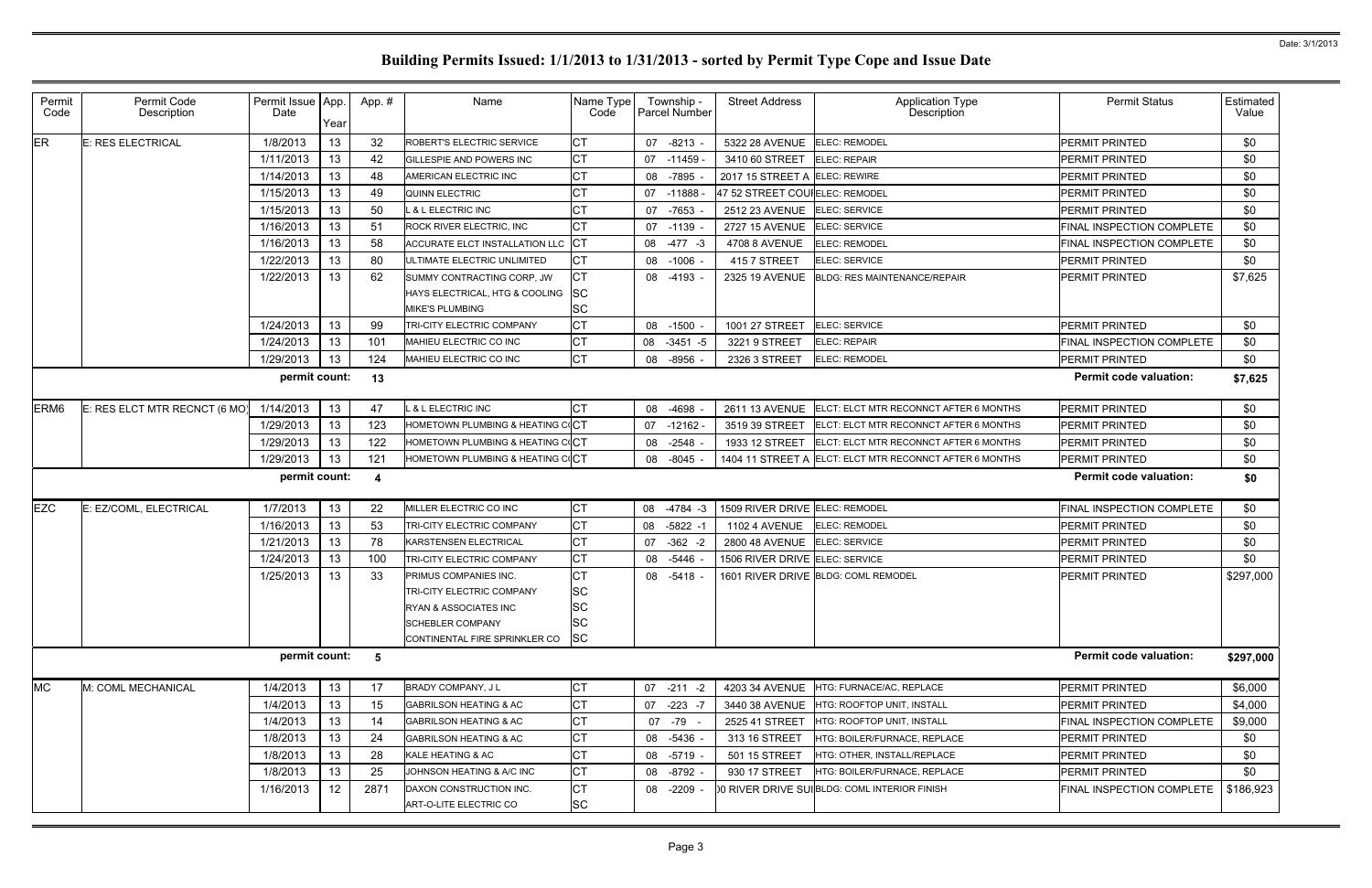# Building Permits Issued: 1/1/2013 to 1/31/2013 - sorted by Permit Type Cope and Issue Date

| Permit Code | Permit Code Description | Permit Issue Date | App. Year | App. # | Name | Name Type Code | Township - Parcel Number | Street Address | Application Type Description | Permit Status | Estimated Value |
|---|---|---|---|---|---|---|---|---|---|---|---|
| ER | E: RES ELECTRICAL | 1/8/2013 | 13 | 32 | ROBERT'S ELECTRIC SERVICE | CT | 07 -8213 - | 5322 28 AVENUE | ELEC: REMODEL | PERMIT PRINTED | $0 |
| | | 1/11/2013 | 13 | 42 | GILLESPIE AND POWERS INC | CT | 07 -11459 - | 3410 60 STREET | ELEC: REPAIR | PERMIT PRINTED | $0 |
| | | 1/14/2013 | 13 | 48 | AMERICAN ELECTRIC INC | CT | 08 -7895 - | 2017 15 STREET A | ELEC: REWIRE | PERMIT PRINTED | $0 |
| | | 1/15/2013 | 13 | 49 | QUINN ELECTRIC | CT | 07 -11888 - | 47 52 STREET COUI | ELEC: REMODEL | PERMIT PRINTED | $0 |
| | | 1/15/2013 | 13 | 50 | L & L ELECTRIC INC | CT | 07 -7653 - | 2512 23 AVENUE | ELEC: SERVICE | PERMIT PRINTED | $0 |
| | | 1/16/2013 | 13 | 51 | ROCK RIVER ELECTRIC, INC | CT | 07 -1139 - | 2727 15 AVENUE | ELEC: SERVICE | FINAL INSPECTION COMPLETE | $0 |
| | | 1/16/2013 | 13 | 58 | ACCURATE ELCT INSTALLATION LLC | CT | 08 -477 -3 | 4708 8 AVENUE | ELEC: REMODEL | FINAL INSPECTION COMPLETE | $0 |
| | | 1/22/2013 | 13 | 80 | ULTIMATE ELECTRIC UNLIMITED | CT | 08 -1006 - | 415 7 STREET | ELEC: SERVICE | PERMIT PRINTED | $0 |
| | | 1/22/2013 | 13 | 62 | SUMMY CONTRACTING CORP, JW | CT | 08 -4193 - | 2325 19 AVENUE | BLDG: RES MAINTENANCE/REPAIR | PERMIT PRINTED | $7,625 |
| | | | | | HAYS ELECTRICAL, HTG & COOLING | SC | | | | | |
| | | | | | MIKE'S PLUMBING | SC | | | | | |
| | | 1/24/2013 | 13 | 99 | TRI-CITY ELECTRIC COMPANY | CT | 08 -1500 - | 1001 27 STREET | ELEC: SERVICE | PERMIT PRINTED | $0 |
| | | 1/24/2013 | 13 | 101 | MAHIEU ELECTRIC CO INC | CT | 08 -3451 -5 | 3221 9 STREET | ELEC: REPAIR | FINAL INSPECTION COMPLETE | $0 |
| | | 1/29/2013 | 13 | 124 | MAHIEU ELECTRIC CO INC | CT | 08 -8956 - | 2326 3 STREET | ELEC: REMODEL | PERMIT PRINTED | $0 |
| | | permit count: | | 13 | | | | | | Permit code valuation: | $7,625 |
| ERM6 | E: RES ELCT MTR RECNCT (6 MO) | 1/14/2013 | 13 | 47 | L & L ELECTRIC INC | CT | 08 -4698 - | 2611 13 AVENUE | ELCT: ELCT MTR RECONNCT AFTER 6 MONTHS | PERMIT PRINTED | $0 |
| | | 1/29/2013 | 13 | 123 | HOMETOWN PLUMBING & HEATING CO | CT | 07 -12162 - | 3519 39 STREET | ELCT: ELCT MTR RECONNCT AFTER 6 MONTHS | PERMIT PRINTED | $0 |
| | | 1/29/2013 | 13 | 122 | HOMETOWN PLUMBING & HEATING CO | CT | 08 -2548 - | 1933 12 STREET | ELCT: ELCT MTR RECONNCT AFTER 6 MONTHS | PERMIT PRINTED | $0 |
| | | 1/29/2013 | 13 | 121 | HOMETOWN PLUMBING & HEATING CO | CT | 08 -8045 - | 1404 11 STREET A | ELCT: ELCT MTR RECONNCT AFTER 6 MONTHS | PERMIT PRINTED | $0 |
| | | permit count: | | 4 | | | | | | Permit code valuation: | $0 |
| EZC | E: EZ/COML, ELECTRICAL | 1/7/2013 | 13 | 22 | MILLER ELECTRIC CO INC | CT | 08 -4784 -3 | 1509 RIVER DRIVE | ELEC: REMODEL | FINAL INSPECTION COMPLETE | $0 |
| | | 1/16/2013 | 13 | 53 | TRI-CITY ELECTRIC COMPANY | CT | 08 -5822 -1 | 1102 4 AVENUE | ELEC: REMODEL | PERMIT PRINTED | $0 |
| | | 1/21/2013 | 13 | 78 | KARSTENSEN ELECTRICAL | CT | 07 -362 -2 | 2800 48 AVENUE | ELEC: SERVICE | PERMIT PRINTED | $0 |
| | | 1/24/2013 | 13 | 100 | TRI-CITY ELECTRIC COMPANY | CT | 08 -5446 - | 1506 RIVER DRIVE | ELEC: SERVICE | PERMIT PRINTED | $0 |
| | | 1/25/2013 | 13 | 33 | PRIMUS COMPANIES INC. | CT | 08 -5418 - | 1601 RIVER DRIVE | BLDG: COML REMODEL | PERMIT PRINTED | $297,000 |
| | | | | | TRI-CITY ELECTRIC COMPANY | SC | | | | | |
| | | | | | RYAN & ASSOCIATES INC | SC | | | | | |
| | | | | | SCHEBLER COMPANY | SC | | | | | |
| | | | | | CONTINENTAL FIRE SPRINKLER CO | SC | | | | | |
| | | permit count: | | 5 | | | | | | Permit code valuation: | $297,000 |
| MC | M: COML MECHANICAL | 1/4/2013 | 13 | 17 | BRADY COMPANY, J L | CT | 07 -211 -2 | 4203 34 AVENUE | HTG: FURNACE/AC, REPLACE | PERMIT PRINTED | $6,000 |
| | | 1/4/2013 | 13 | 15 | GABRILSON HEATING & AC | CT | 07 -223 -7 | 3440 38 AVENUE | HTG: ROOFTOP UNIT, INSTALL | PERMIT PRINTED | $4,000 |
| | | 1/4/2013 | 13 | 14 | GABRILSON HEATING & AC | CT | 07 -79 - | 2525 41 STREET | HTG: ROOFTOP UNIT, INSTALL | FINAL INSPECTION COMPLETE | $9,000 |
| | | 1/8/2013 | 13 | 24 | GABRILSON HEATING & AC | CT | 08 -5436 - | 313 16 STREET | HTG: BOILER/FURNACE, REPLACE | PERMIT PRINTED | $0 |
| | | 1/8/2013 | 13 | 28 | KALE HEATING & AC | CT | 08 -5719 - | 501 15 STREET | HTG: OTHER, INSTALL/REPLACE | PERMIT PRINTED | $0 |
| | | 1/8/2013 | 13 | 25 | JOHNSON HEATING & A/C INC | CT | 08 -8792 - | 930 17 STREET | HTG: BOILER/FURNACE, REPLACE | PERMIT PRINTED | $0 |
| | | 1/16/2013 | 12 | 2871 | DAXON CONSTRUCTION INC. | CT | 08 -2209 - | 00 RIVER DRIVE SUI | BLDG: COML INTERIOR FINISH | FINAL INSPECTION COMPLETE | $186,923 |
| | | | | | ART-O-LITE ELECTRIC CO | SC | | | | | |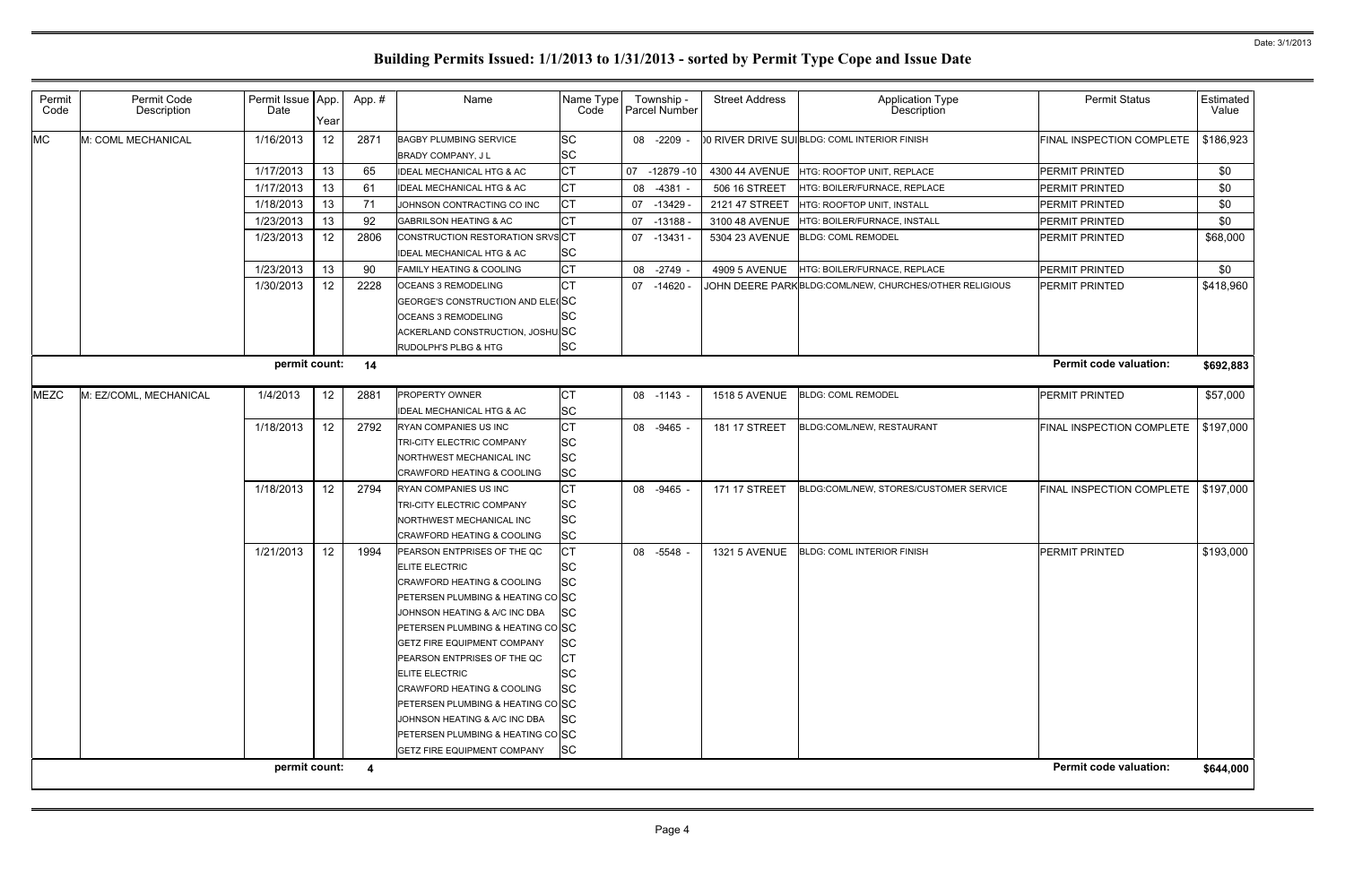# Building Permits Issued: 1/1/2013 to 1/31/2013 - sorted by Permit Type Cope and Issue Date

Date: 3/1/2013

| Permit Code | Permit Code Description | Permit Issue Date | App. Year | App. # | Name | Name Type Code | Township - Parcel Number | Street Address | Application Type Description | Permit Status | Estimated Value |
|---|---|---|---|---|---|---|---|---|---|---|---|
| MC | M: COML MECHANICAL | 1/16/2013 | 12 | 2871 | BAGBY PLUMBING SERVICE | SC | 08 -2209 - | 00 RIVER DRIVE SUI | BLDG: COML INTERIOR FINISH | FINAL INSPECTION COMPLETE | $186,923 |
| | | | | | BRADY COMPANY, J L | SC | | | | | |
| | | 1/17/2013 | 13 | 65 | IDEAL MECHANICAL HTG & AC | CT | 07 -12879 -10 | 4300 44 AVENUE | HTG: ROOFTOP UNIT, REPLACE | PERMIT PRINTED | $0 |
| | | 1/17/2013 | 13 | 61 | IDEAL MECHANICAL HTG & AC | CT | 08 -4381 - | 506 16 STREET | HTG: BOILER/FURNACE, REPLACE | PERMIT PRINTED | $0 |
| | | 1/18/2013 | 13 | 71 | JOHNSON CONTRACTING CO INC | CT | 07 -13429 - | 2121 47 STREET | HTG: ROOFTOP UNIT, INSTALL | PERMIT PRINTED | $0 |
| | | 1/23/2013 | 13 | 92 | GABRILSON HEATING & AC | CT | 07 -13188 - | 3100 48 AVENUE | HTG: BOILER/FURNACE, INSTALL | PERMIT PRINTED | $0 |
| | | 1/23/2013 | 12 | 2806 | CONSTRUCTION RESTORATION SRVS | CT | 07 -13431 - | 5304 23 AVENUE | BLDG: COML REMODEL | PERMIT PRINTED | $68,000 |
| | | | | | IDEAL MECHANICAL HTG & AC | SC | | | | | |
| | | 1/23/2013 | 13 | 90 | FAMILY HEATING & COOLING | CT | 08 -2749 - | 4909 5 AVENUE | HTG: BOILER/FURNACE, REPLACE | PERMIT PRINTED | $0 |
| | | 1/30/2013 | 12 | 2228 | OCEANS 3 REMODELING | CT | 07 -14620 - | JOHN DEERE PARK | BLDG:COML/NEW, CHURCHES/OTHER RELIGIOUS | PERMIT PRINTED | $418,960 |
| | | | | | GEORGE'S CONSTRUCTION AND ELE( | SC | | | | | |
| | | | | | OCEANS 3 REMODELING | SC | | | | | |
| | | | | | ACKERLAND CONSTRUCTION, JOSHU | SC | | | | | |
| | | | | | RUDOLPH'S PLBG & HTG | SC | | | | | |
| | | **permit count:** | | **14** | | | | | | **Permit code valuation:** | **$692,883** |
| MEZC | M: EZ/COML, MECHANICAL | 1/4/2013 | 12 | 2881 | PROPERTY OWNER | CT | 08 -1143 - | 1518 5 AVENUE | BLDG: COML REMODEL | PERMIT PRINTED | $57,000 |
| | | | | | IDEAL MECHANICAL HTG & AC | SC | | | | | |
| | | 1/18/2013 | 12 | 2792 | RYAN COMPANIES US INC | CT | 08 -9465 - | 181 17 STREET | BLDG:COML/NEW, RESTAURANT | FINAL INSPECTION COMPLETE | $197,000 |
| | | | | | TRI-CITY ELECTRIC COMPANY | SC | | | | | |
| | | | | | NORTHWEST MECHANICAL INC | SC | | | | | |
| | | | | | CRAWFORD HEATING & COOLING | SC | | | | | |
| | | 1/18/2013 | 12 | 2794 | RYAN COMPANIES US INC | CT | 08 -9465 - | 171 17 STREET | BLDG:COML/NEW, STORES/CUSTOMER SERVICE | FINAL INSPECTION COMPLETE | $197,000 |
| | | | | | TRI-CITY ELECTRIC COMPANY | SC | | | | | |
| | | | | | NORTHWEST MECHANICAL INC | SC | | | | | |
| | | | | | CRAWFORD HEATING & COOLING | SC | | | | | |
| | | 1/21/2013 | 12 | 1994 | PEARSON ENTPRISES OF THE QC | CT | 08 -5548 - | 1321 5 AVENUE | BLDG: COML INTERIOR FINISH | PERMIT PRINTED | $193,000 |
| | | | | | ELITE ELECTRIC | SC | | | | | |
| | | | | | CRAWFORD HEATING & COOLING | SC | | | | | |
| | | | | | PETERSEN PLUMBING & HEATING CO | SC | | | | | |
| | | | | | JOHNSON HEATING & A/C INC DBA | SC | | | | | |
| | | | | | PETERSEN PLUMBING & HEATING CO | SC | | | | | |
| | | | | | GETZ FIRE EQUIPMENT COMPANY | SC | | | | | |
| | | | | | PEARSON ENTPRISES OF THE QC | CT | | | | | |
| | | | | | ELITE ELECTRIC | SC | | | | | |
| | | | | | CRAWFORD HEATING & COOLING | SC | | | | | |
| | | | | | PETERSEN PLUMBING & HEATING CO | SC | | | | | |
| | | | | | JOHNSON HEATING & A/C INC DBA | SC | | | | | |
| | | | | | PETERSEN PLUMBING & HEATING CO | SC | | | | | |
| | | | | | GETZ FIRE EQUIPMENT COMPANY | SC | | | | | |
| | | **permit count:** | | **4** | | | | | | **Permit code valuation:** | **$644,000** |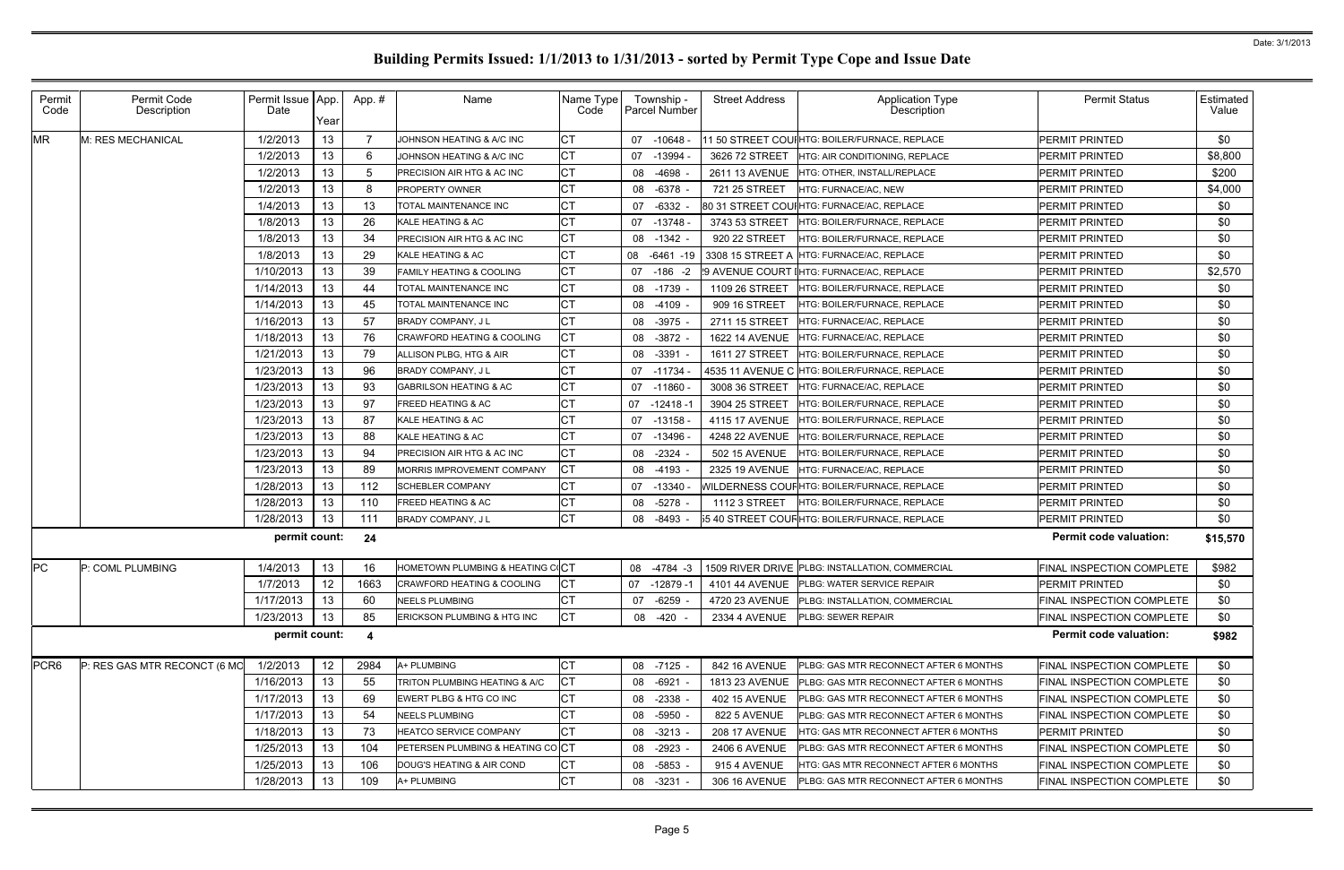# Building Permits Issued: 1/1/2013 to 1/31/2013 - sorted by Permit Type Cope and Issue Date

Date: 3/1/2013

| Permit Code | Permit Code Description | Permit Issue Date | App. Year | App. # | Name | Name Type Code | Township - Parcel Number | Street Address | Application Type Description | Permit Status | Estimated Value |
|---|---|---|---|---|---|---|---|---|---|---|---|
| MR | M: RES MECHANICAL | 1/2/2013 | 13 | 7 | JOHNSON HEATING & A/C INC | CT | 07 -10648 - | 11 50 STREET COUI | HTG: BOILER/FURNACE, REPLACE | PERMIT PRINTED | $0 |
| | | 1/2/2013 | 13 | 6 | JOHNSON HEATING & A/C INC | CT | 07 -13994 - | 3626 72 STREET | HTG: AIR CONDITIONING, REPLACE | PERMIT PRINTED | $8,800 |
| | | 1/2/2013 | 13 | 5 | PRECISION AIR HTG & AC INC | CT | 08 -4698 - | 2611 13 AVENUE | HTG: OTHER, INSTALL/REPLACE | PERMIT PRINTED | $200 |
| | | 1/2/2013 | 13 | 8 | PROPERTY OWNER | CT | 08 -6378 - | 721 25 STREET | HTG: FURNACE/AC, NEW | PERMIT PRINTED | $4,000 |
| | | 1/4/2013 | 13 | 13 | TOTAL MAINTENANCE INC | CT | 07 -6332 - | 80 31 STREET COUI | HTG: FURNACE/AC, REPLACE | PERMIT PRINTED | $0 |
| | | 1/8/2013 | 13 | 26 | KALE HEATING & AC | CT | 07 -13748 - | 3743 53 STREET | HTG: BOILER/FURNACE, REPLACE | PERMIT PRINTED | $0 |
| | | 1/8/2013 | 13 | 34 | PRECISION AIR HTG & AC INC | CT | 08 -1342 - | 920 22 STREET | HTG: BOILER/FURNACE, REPLACE | PERMIT PRINTED | $0 |
| | | 1/8/2013 | 13 | 29 | KALE HEATING & AC | CT | 08 -6461 -19 | 3308 15 STREET A | HTG: FURNACE/AC, REPLACE | PERMIT PRINTED | $0 |
| | | 1/10/2013 | 13 | 39 | FAMILY HEATING & COOLING | CT | 07 -186 -2 | 9 AVENUE COURT I | HTG: FURNACE/AC, REPLACE | PERMIT PRINTED | $2,570 |
| | | 1/14/2013 | 13 | 44 | TOTAL MAINTENANCE INC | CT | 08 -1739 - | 1109 26 STREET | HTG: BOILER/FURNACE, REPLACE | PERMIT PRINTED | $0 |
| | | 1/14/2013 | 13 | 45 | TOTAL MAINTENANCE INC | CT | 08 -4109 - | 909 16 STREET | HTG: BOILER/FURNACE, REPLACE | PERMIT PRINTED | $0 |
| | | 1/16/2013 | 13 | 57 | BRADY COMPANY, J L | CT | 08 -3975 - | 2711 15 STREET | HTG: FURNACE/AC, REPLACE | PERMIT PRINTED | $0 |
| | | 1/18/2013 | 13 | 76 | CRAWFORD HEATING & COOLING | CT | 08 -3872 - | 1622 14 AVENUE | HTG: FURNACE/AC, REPLACE | PERMIT PRINTED | $0 |
| | | 1/21/2013 | 13 | 79 | ALLISON PLBG, HTG & AIR | CT | 08 -3391 - | 1611 27 STREET | HTG: BOILER/FURNACE, REPLACE | PERMIT PRINTED | $0 |
| | | 1/23/2013 | 13 | 96 | BRADY COMPANY, J L | CT | 07 -11734 - | 4535 11 AVENUE C | HTG: BOILER/FURNACE, REPLACE | PERMIT PRINTED | $0 |
| | | 1/23/2013 | 13 | 93 | GABRILSON HEATING & AC | CT | 07 -11860 - | 3008 36 STREET | HTG: FURNACE/AC, REPLACE | PERMIT PRINTED | $0 |
| | | 1/23/2013 | 13 | 97 | FREED HEATING & AC | CT | 07 -12418 -1 | 3904 25 STREET | HTG: BOILER/FURNACE, REPLACE | PERMIT PRINTED | $0 |
| | | 1/23/2013 | 13 | 87 | KALE HEATING & AC | CT | 07 -13158 - | 4115 17 AVENUE | HTG: BOILER/FURNACE, REPLACE | PERMIT PRINTED | $0 |
| | | 1/23/2013 | 13 | 88 | KALE HEATING & AC | CT | 07 -13496 - | 4248 22 AVENUE | HTG: BOILER/FURNACE, REPLACE | PERMIT PRINTED | $0 |
| | | 1/23/2013 | 13 | 94 | PRECISION AIR HTG & AC INC | CT | 08 -2324 - | 502 15 AVENUE | HTG: BOILER/FURNACE, REPLACE | PERMIT PRINTED | $0 |
| | | 1/23/2013 | 13 | 89 | MORRIS IMPROVEMENT COMPANY | CT | 08 -4193 - | 2325 19 AVENUE | HTG: FURNACE/AC, REPLACE | PERMIT PRINTED | $0 |
| | | 1/28/2013 | 13 | 112 | SCHEBLER COMPANY | CT | 07 -13340 - | WILDERNESS COUF | HTG: BOILER/FURNACE, REPLACE | PERMIT PRINTED | $0 |
| | | 1/28/2013 | 13 | 110 | FREED HEATING & AC | CT | 08 -5278 - | 1112 3 STREET | HTG: BOILER/FURNACE, REPLACE | PERMIT PRINTED | $0 |
| | | 1/28/2013 | 13 | 111 | BRADY COMPANY, J L | CT | 08 -8493 - | 5 40 STREET COUF | HTG: BOILER/FURNACE, REPLACE | PERMIT PRINTED | $0 |
| | | **permit count:** | | **24** | | | | | | **Permit code valuation:** | **$15,570** |
| PC | P: COML PLUMBING | 1/4/2013 | 13 | 16 | HOMETOWN PLUMBING & HEATING CO | CT | 08 -4784 -3 | 1509 RIVER DRIVE | PLBG: INSTALLATION, COMMERCIAL | FINAL INSPECTION COMPLETE | $982 |
| | | 1/7/2013 | 12 | 1663 | CRAWFORD HEATING & COOLING | CT | 07 -12879 -1 | 4101 44 AVENUE | PLBG: WATER SERVICE REPAIR | PERMIT PRINTED | $0 |
| | | 1/17/2013 | 13 | 60 | NEELS PLUMBING | CT | 07 -6259 - | 4720 23 AVENUE | PLBG: INSTALLATION, COMMERCIAL | FINAL INSPECTION COMPLETE | $0 |
| | | 1/23/2013 | 13 | 85 | ERICKSON PLUMBING & HTG INC | CT | 08 -420 - | 2334 4 AVENUE | PLBG: SEWER REPAIR | FINAL INSPECTION COMPLETE | $0 |
| | | **permit count:** | | **4** | | | | | | **Permit code valuation:** | **$982** |
| PCR6 | P: RES GAS MTR RECONCT (6 MO | 1/2/2013 | 12 | 2984 | A+ PLUMBING | CT | 08 -7125 - | 842 16 AVENUE | PLBG: GAS MTR RECONNECT AFTER 6 MONTHS | FINAL INSPECTION COMPLETE | $0 |
| | | 1/16/2013 | 13 | 55 | TRITON PLUMBING HEATING & A/C | CT | 08 -6921 - | 1813 23 AVENUE | PLBG: GAS MTR RECONNECT AFTER 6 MONTHS | FINAL INSPECTION COMPLETE | $0 |
| | | 1/17/2013 | 13 | 69 | EWERT PLBG & HTG CO INC | CT | 08 -2338 - | 402 15 AVENUE | PLBG: GAS MTR RECONNECT AFTER 6 MONTHS | FINAL INSPECTION COMPLETE | $0 |
| | | 1/17/2013 | 13 | 54 | NEELS PLUMBING | CT | 08 -5950 - | 822 5 AVENUE | PLBG: GAS MTR RECONNECT AFTER 6 MONTHS | FINAL INSPECTION COMPLETE | $0 |
| | | 1/18/2013 | 13 | 73 | HEATCO SERVICE COMPANY | CT | 08 -3213 - | 208 17 AVENUE | HTG: GAS MTR RECONNECT AFTER 6 MONTHS | PERMIT PRINTED | $0 |
| | | 1/25/2013 | 13 | 104 | PETERSEN PLUMBING & HEATING CO | CT | 08 -2923 - | 2406 6 AVENUE | PLBG: GAS MTR RECONNECT AFTER 6 MONTHS | FINAL INSPECTION COMPLETE | $0 |
| | | 1/25/2013 | 13 | 106 | DOUG'S HEATING & AIR COND | CT | 08 -5853 - | 915 4 AVENUE | HTG: GAS MTR RECONNECT AFTER 6 MONTHS | FINAL INSPECTION COMPLETE | $0 |
| | | 1/28/2013 | 13 | 109 | A+ PLUMBING | CT | 08 -3231 - | 306 16 AVENUE | PLBG: GAS MTR RECONNECT AFTER 6 MONTHS | FINAL INSPECTION COMPLETE | $0 |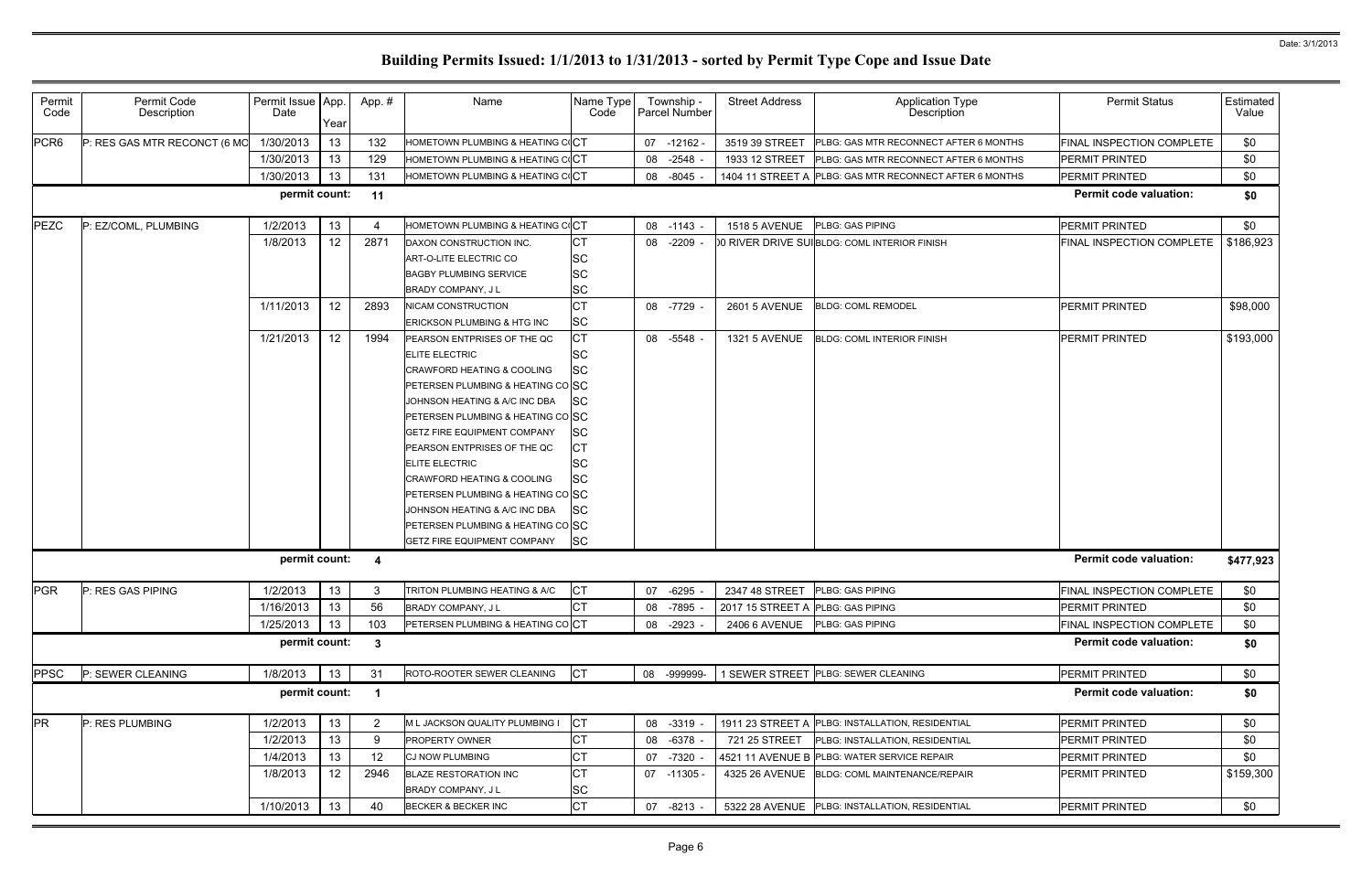# Building Permits Issued: 1/1/2013 to 1/31/2013 - sorted by Permit Type Cope and Issue Date

| Permit Code | Permit Code Description | Permit Issue Date | App. Year | App. # | Name | Name Type Code | Township - Parcel Number | Street Address | Application Type Description | Permit Status | Estimated Value |
|---|---|---|---|---|---|---|---|---|---|---|---|
| PCR6 | P: RES GAS MTR RECONCT (6 MO | 1/30/2013 | 13 | 132 | HOMETOWN PLUMBING & HEATING CO | CT | 07 -12162 - | 3519 39 STREET | PLBG: GAS MTR RECONNECT AFTER 6 MONTHS | FINAL INSPECTION COMPLETE | $0 |
| | | 1/30/2013 | 13 | 129 | HOMETOWN PLUMBING & HEATING CO | CT | 08 -2548 - | 1933 12 STREET | PLBG: GAS MTR RECONNECT AFTER 6 MONTHS | PERMIT PRINTED | $0 |
| | | 1/30/2013 | 13 | 131 | HOMETOWN PLUMBING & HEATING CO | CT | 08 -8045 - | 1404 11 STREET A | PLBG: GAS MTR RECONNECT AFTER 6 MONTHS | PERMIT PRINTED | $0 |
| | | **permit count:** | | **11** | | | | | | **Permit code valuation:** | **$0** |
| PEZC | P: EZ/COML, PLUMBING | 1/2/2013 | 13 | 4 | HOMETOWN PLUMBING & HEATING CO | CT | 08 -1143 - | 1518 5 AVENUE | PLBG: GAS PIPING | PERMIT PRINTED | $0 |
| | | 1/8/2013 | 12 | 2871 | DAXON CONSTRUCTION INC. | CT | 08 -2209 - | 00 RIVER DRIVE SUI | BLDG: COML INTERIOR FINISH | FINAL INSPECTION COMPLETE | $186,923 |
| | | | | | ART-O-LITE ELECTRIC CO | SC | | | | | |
| | | | | | BAGBY PLUMBING SERVICE | SC | | | | | |
| | | | | | BRADY COMPANY, J L | SC | | | | | |
| | | 1/11/2013 | 12 | 2893 | NICAM CONSTRUCTION | CT | 08 -7729 - | 2601 5 AVENUE | BLDG: COML REMODEL | PERMIT PRINTED | $98,000 |
| | | | | | ERICKSON PLUMBING & HTG INC | SC | | | | | |
| | | 1/21/2013 | 12 | 1994 | PEARSON ENTPRISES OF THE QC | CT | 08 -5548 - | 1321 5 AVENUE | BLDG: COML INTERIOR FINISH | PERMIT PRINTED | $193,000 |
| | | | | | ELITE ELECTRIC | SC | | | | | |
| | | | | | CRAWFORD HEATING & COOLING | SC | | | | | |
| | | | | | PETERSEN PLUMBING & HEATING CO | SC | | | | | |
| | | | | | JOHNSON HEATING & A/C INC DBA | SC | | | | | |
| | | | | | PETERSEN PLUMBING & HEATING CO | SC | | | | | |
| | | | | | GETZ FIRE EQUIPMENT COMPANY | SC | | | | | |
| | | | | | PEARSON ENTPRISES OF THE QC | CT | | | | | |
| | | | | | ELITE ELECTRIC | SC | | | | | |
| | | | | | CRAWFORD HEATING & COOLING | SC | | | | | |
| | | | | | PETERSEN PLUMBING & HEATING CO | SC | | | | | |
| | | | | | JOHNSON HEATING & A/C INC DBA | SC | | | | | |
| | | | | | PETERSEN PLUMBING & HEATING CO | SC | | | | | |
| | | | | | GETZ FIRE EQUIPMENT COMPANY | SC | | | | | |
| | | **permit count:** | | **4** | | | | | | **Permit code valuation:** | **$477,923** |
| PGR | P: RES GAS PIPING | 1/2/2013 | 13 | 3 | TRITON PLUMBING HEATING & A/C | CT | 07 -6295 - | 2347 48 STREET | PLBG: GAS PIPING | FINAL INSPECTION COMPLETE | $0 |
| | | 1/16/2013 | 13 | 56 | BRADY COMPANY, J L | CT | 08 -7895 - | 2017 15 STREET A | PLBG: GAS PIPING | PERMIT PRINTED | $0 |
| | | 1/25/2013 | 13 | 103 | PETERSEN PLUMBING & HEATING CO | CT | 08 -2923 - | 2406 6 AVENUE | PLBG: GAS PIPING | FINAL INSPECTION COMPLETE | $0 |
| | | **permit count:** | | **3** | | | | | | **Permit code valuation:** | **$0** |
| PPSC | P: SEWER CLEANING | 1/8/2013 | 13 | 31 | ROTO-ROOTER SEWER CLEANING | CT | 08 -999999- | 1 SEWER STREET | PLBG: SEWER CLEANING | PERMIT PRINTED | $0 |
| | | **permit count:** | | **1** | | | | | | **Permit code valuation:** | **$0** |
| PR | P: RES PLUMBING | 1/2/2013 | 13 | 2 | M L JACKSON QUALITY PLUMBING I | CT | 08 -3319 - | 1911 23 STREET A | PLBG: INSTALLATION, RESIDENTIAL | PERMIT PRINTED | $0 |
| | | 1/2/2013 | 13 | 9 | PROPERTY OWNER | CT | 08 -6378 - | 721 25 STREET | PLBG: INSTALLATION, RESIDENTIAL | PERMIT PRINTED | $0 |
| | | 1/4/2013 | 13 | 12 | CJ NOW PLUMBING | CT | 07 -7320 - | 4521 11 AVENUE B | PLBG: WATER SERVICE REPAIR | PERMIT PRINTED | $0 |
| | | 1/8/2013 | 12 | 2946 | BLAZE RESTORATION INC | CT | 07 -11305 - | 4325 26 AVENUE | BLDG: COML MAINTENANCE/REPAIR | PERMIT PRINTED | $159,300 |
| | | | | | BRADY COMPANY, J L | SC | | | | | |
| | | 1/10/2013 | 13 | 40 | BECKER & BECKER INC | CT | 07 -8213 - | 5322 28 AVENUE | PLBG: INSTALLATION, RESIDENTIAL | PERMIT PRINTED | $0 |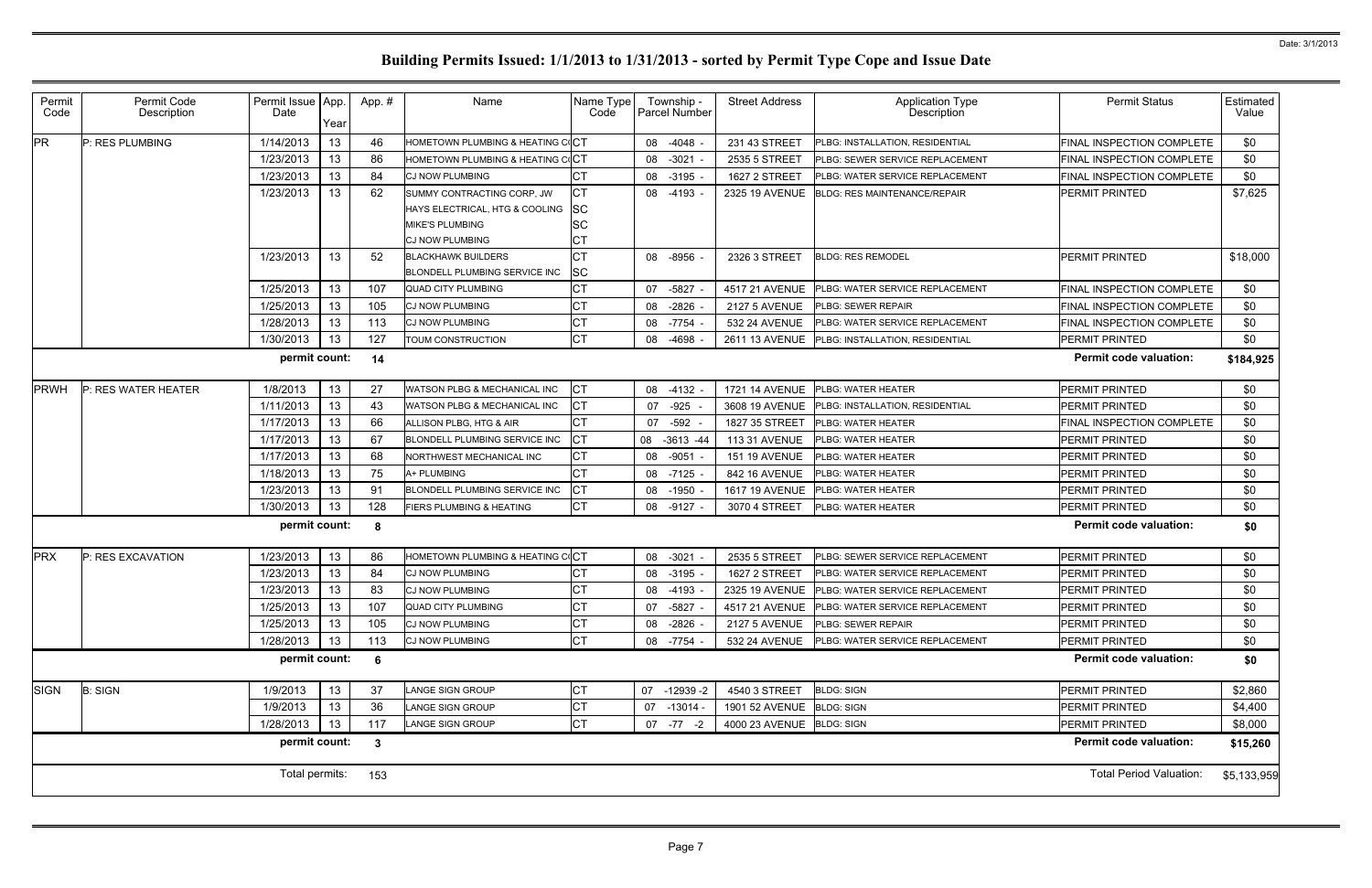# Building Permits Issued: 1/1/2013 to 1/31/2013 - sorted by Permit Type Cope and Issue Date

Date: 3/1/2013

| Permit Code | Permit Code Description | Permit Issue Date | App. Year | App. # | Name | Name Type Code | Township - Parcel Number | Street Address | Application Type Description | Permit Status | Estimated Value |
|---|---|---|---|---|---|---|---|---|---|---|---|
| PR | P: RES PLUMBING | 1/14/2013 | 13 | 46 | HOMETOWN PLUMBING & HEATING CO | CT | 08 -4048 - | 231 43 STREET | PLBG: INSTALLATION, RESIDENTIAL | FINAL INSPECTION COMPLETE | $0 |
| | | 1/23/2013 | 13 | 86 | HOMETOWN PLUMBING & HEATING CO | CT | 08 -3021 - | 2535 5 STREET | PLBG: SEWER SERVICE REPLACEMENT | FINAL INSPECTION COMPLETE | $0 |
| | | 1/23/2013 | 13 | 84 | CJ NOW PLUMBING | CT | 08 -3195 - | 1627 2 STREET | PLBG: WATER SERVICE REPLACEMENT | FINAL INSPECTION COMPLETE | $0 |
| | | 1/23/2013 | 13 | 62 | SUMMY CONTRACTING CORP, JW<br>HAYS ELECTRICAL, HTG & COOLING<br>MIKE'S PLUMBING<br>CJ NOW PLUMBING | CT<br>SC<br>SC<br>CT | 08 -4193 - | 2325 19 AVENUE | BLDG: RES MAINTENANCE/REPAIR | PERMIT PRINTED | $7,625 |
| | | 1/23/2013 | 13 | 52 | BLACKHAWK BUILDERS<br>BLONDELL PLUMBING SERVICE INC | CT<br>SC | 08 -8956 - | 2326 3 STREET | BLDG: RES REMODEL | PERMIT PRINTED | $18,000 |
| | | 1/25/2013 | 13 | 107 | QUAD CITY PLUMBING | CT | 07 -5827 - | 4517 21 AVENUE | PLBG: WATER SERVICE REPLACEMENT | FINAL INSPECTION COMPLETE | $0 |
| | | 1/25/2013 | 13 | 105 | CJ NOW PLUMBING | CT | 08 -2826 - | 2127 5 AVENUE | PLBG: SEWER REPAIR | FINAL INSPECTION COMPLETE | $0 |
| | | 1/28/2013 | 13 | 113 | CJ NOW PLUMBING | CT | 08 -7754 - | 532 24 AVENUE | PLBG: WATER SERVICE REPLACEMENT | FINAL INSPECTION COMPLETE | $0 |
| | | 1/30/2013 | 13 | 127 | TOUM CONSTRUCTION | CT | 08 -4698 - | 2611 13 AVENUE | PLBG: INSTALLATION, RESIDENTIAL | PERMIT PRINTED | $0 |
| | | permit count: | | 14 | | | | | | Permit code valuation: | $184,925 |
| PRWH | P: RES WATER HEATER | 1/8/2013 | 13 | 27 | WATSON PLBG & MECHANICAL INC | CT | 08 -4132 - | 1721 14 AVENUE | PLBG: WATER HEATER | PERMIT PRINTED | $0 |
| | | 1/11/2013 | 13 | 43 | WATSON PLBG & MECHANICAL INC | CT | 07 -925 - | 3608 19 AVENUE | PLBG: INSTALLATION, RESIDENTIAL | PERMIT PRINTED | $0 |
| | | 1/17/2013 | 13 | 66 | ALLISON PLBG, HTG & AIR | CT | 07 -592 - | 1827 35 STREET | PLBG: WATER HEATER | FINAL INSPECTION COMPLETE | $0 |
| | | 1/17/2013 | 13 | 67 | BLONDELL PLUMBING SERVICE INC | CT | 08 -3613 -44 | 113 31 AVENUE | PLBG: WATER HEATER | PERMIT PRINTED | $0 |
| | | 1/17/2013 | 13 | 68 | NORTHWEST MECHANICAL INC | CT | 08 -9051 - | 151 19 AVENUE | PLBG: WATER HEATER | PERMIT PRINTED | $0 |
| | | 1/18/2013 | 13 | 75 | A+ PLUMBING | CT | 08 -7125 - | 842 16 AVENUE | PLBG: WATER HEATER | PERMIT PRINTED | $0 |
| | | 1/23/2013 | 13 | 91 | BLONDELL PLUMBING SERVICE INC | CT | 08 -1950 - | 1617 19 AVENUE | PLBG: WATER HEATER | PERMIT PRINTED | $0 |
| | | 1/30/2013 | 13 | 128 | FIERS PLUMBING & HEATING | CT | 08 -9127 - | 3070 4 STREET | PLBG: WATER HEATER | PERMIT PRINTED | $0 |
| | | permit count: | | 8 | | | | | | Permit code valuation: | $0 |
| PRX | P: RES EXCAVATION | 1/23/2013 | 13 | 86 | HOMETOWN PLUMBING & HEATING CO | CT | 08 -3021 - | 2535 5 STREET | PLBG: SEWER SERVICE REPLACEMENT | PERMIT PRINTED | $0 |
| | | 1/23/2013 | 13 | 84 | CJ NOW PLUMBING | CT | 08 -3195 - | 1627 2 STREET | PLBG: WATER SERVICE REPLACEMENT | PERMIT PRINTED | $0 |
| | | 1/23/2013 | 13 | 83 | CJ NOW PLUMBING | CT | 08 -4193 - | 2325 19 AVENUE | PLBG: WATER SERVICE REPLACEMENT | PERMIT PRINTED | $0 |
| | | 1/25/2013 | 13 | 107 | QUAD CITY PLUMBING | CT | 07 -5827 - | 4517 21 AVENUE | PLBG: WATER SERVICE REPLACEMENT | PERMIT PRINTED | $0 |
| | | 1/25/2013 | 13 | 105 | CJ NOW PLUMBING | CT | 08 -2826 - | 2127 5 AVENUE | PLBG: SEWER REPAIR | PERMIT PRINTED | $0 |
| | | 1/28/2013 | 13 | 113 | CJ NOW PLUMBING | CT | 08 -7754 - | 532 24 AVENUE | PLBG: WATER SERVICE REPLACEMENT | PERMIT PRINTED | $0 |
| | | permit count: | | 6 | | | | | | Permit code valuation: | $0 |
| SIGN | B: SIGN | 1/9/2013 | 13 | 37 | LANGE SIGN GROUP | CT | 07 -12939 -2 | 4540 3 STREET | BLDG: SIGN | PERMIT PRINTED | $2,860 |
| | | 1/9/2013 | 13 | 36 | LANGE SIGN GROUP | CT | 07 -13014 - | 1901 52 AVENUE | BLDG: SIGN | PERMIT PRINTED | $4,400 |
| | | 1/28/2013 | 13 | 117 | LANGE SIGN GROUP | CT | 07 -77 -2 | 4000 23 AVENUE | BLDG: SIGN | PERMIT PRINTED | $8,000 |
| | | permit count: | | 3 | | | | | | Permit code valuation: | $15,260 |
| | | Total permits: | | 153 | | | | | | Total Period Valuation: | $5,133,959 |